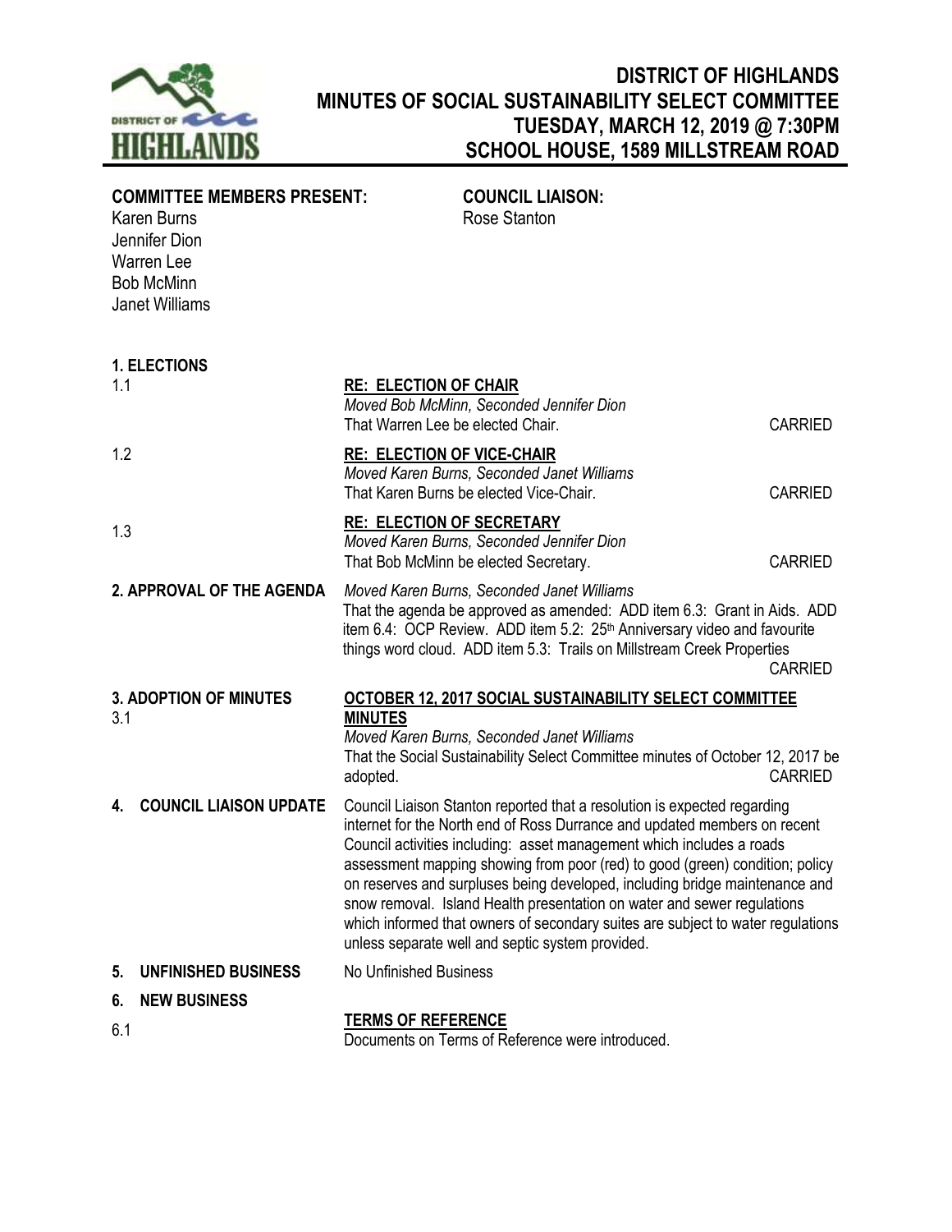# DISTRICT OF HIGHLANDS
## MINUTES OF SOCIAL SUSTAINABILITY SELECT COMMITTEE
## TUESDAY, MARCH 12, 2019 @ 7:30PM
## SCHOOL HOUSE, 1589 MILLSTREAM ROAD

**COMMITTEE MEMBERS PRESENT:**
Karen Burns
Jennifer Dion
Warren Lee
Bob McMinn
Janet Williams

**COUNCIL LIAISON:**
Rose Stanton

**1. ELECTIONS**

1.1 **RE: ELECTION OF CHAIR**
*Moved Bob McMinn, Seconded Jennifer Dion*
That Warren Lee be elected Chair. CARRIED

1.2 **RE: ELECTION OF VICE-CHAIR**
*Moved Karen Burns, Seconded Janet Williams*
That Karen Burns be elected Vice-Chair. CARRIED

1.3 **RE: ELECTION OF SECRETARY**
*Moved Karen Burns, Seconded Jennifer Dion*
That Bob McMinn be elected Secretary. CARRIED

**2. APPROVAL OF THE AGENDA**
*Moved Karen Burns, Seconded Janet Williams*
That the agenda be approved as amended: ADD item 6.3: Grant in Aids. ADD item 6.4: OCP Review. ADD item 5.2: 25th Anniversary video and favourite things word cloud. ADD item 5.3: Trails on Millstream Creek Properties
CARRIED

**3. ADOPTION OF MINUTES**

3.1 **OCTOBER 12, 2017 SOCIAL SUSTAINABILITY SELECT COMMITTEE MINUTES**
*Moved Karen Burns, Seconded Janet Williams*
That the Social Sustainability Select Committee minutes of October 12, 2017 be adopted. CARRIED

**4. COUNCIL LIAISON UPDATE**
Council Liaison Stanton reported that a resolution is expected regarding internet for the North end of Ross Durrance and updated members on recent Council activities including: asset management which includes a roads assessment mapping showing from poor (red) to good (green) condition; policy on reserves and surpluses being developed, including bridge maintenance and snow removal. Island Health presentation on water and sewer regulations which informed that owners of secondary suites are subject to water regulations unless separate well and septic system provided.

**5. UNFINISHED BUSINESS**
No Unfinished Business

**6. NEW BUSINESS**

6.1 **TERMS OF REFERENCE**
Documents on Terms of Reference were introduced.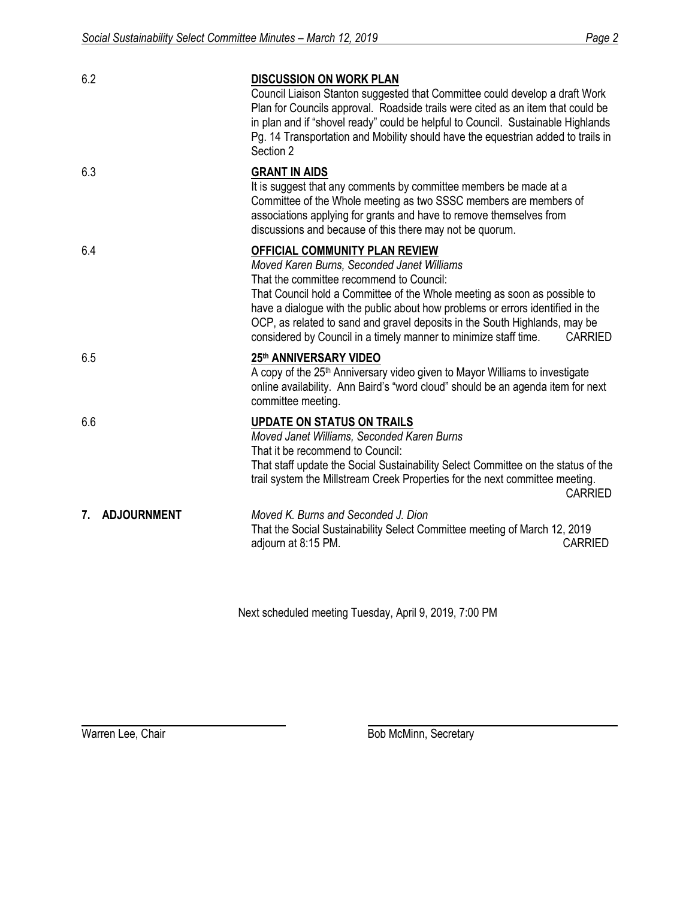6.2 **DISCUSSION ON WORK PLAN**

Council Liaison Stanton suggested that Committee could develop a draft Work Plan for Councils approval. Roadside trails were cited as an item that could be in plan and if "shovel ready" could be helpful to Council. Sustainable Highlands Pg. 14 Transportation and Mobility should have the equestrian added to trails in Section 2

6.3 **GRANT IN AIDS**

It is suggest that any comments by committee members be made at a Committee of the Whole meeting as two SSSC members are members of associations applying for grants and have to remove themselves from discussions and because of this there may not be quorum.

6.4 **OFFICIAL COMMUNITY PLAN REVIEW**

*Moved Karen Burns, Seconded Janet Williams*

That the committee recommend to Council:

That Council hold a Committee of the Whole meeting as soon as possible to have a dialogue with the public about how problems or errors identified in the OCP, as related to sand and gravel deposits in the South Highlands, may be considered by Council in a timely manner to minimize staff time. CARRIED

6.5 **25th ANNIVERSARY VIDEO**

A copy of the 25th Anniversary video given to Mayor Williams to investigate online availability. Ann Baird's "word cloud" should be an agenda item for next committee meeting.

6.6 **UPDATE ON STATUS ON TRAILS**

*Moved Janet Williams, Seconded Karen Burns*

That it be recommend to Council:

That staff update the Social Sustainability Select Committee on the status of the trail system the Millstream Creek Properties for the next committee meeting. CARRIED

**7. ADJOURNMENT**

*Moved K. Burns and Seconded J. Dion*

That the Social Sustainability Select Committee meeting of March 12, 2019 adjourn at 8:15 PM. CARRIED

Next scheduled meeting Tuesday, April 9, 2019, 7:00 PM

Warren Lee, Chair

Bob McMinn, Secretary